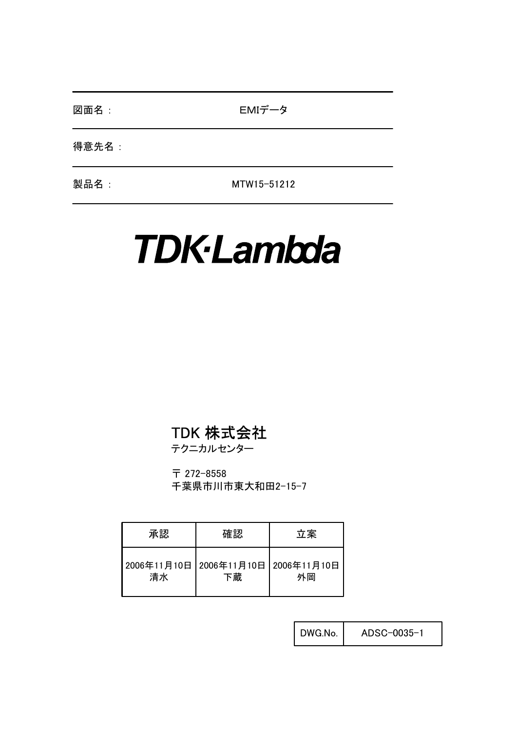図面名： EMIデータ

得意先名：

製品名： MTW15-51212

TDK-Lambda

TDK 株式会社
テクニカルセンター

〒 272-8558
千葉県市川市東大和田2-15-7

| 承認 | 確認 | 立案 |
| --- | --- | --- |
| 2006年11月10日<br>清水 | 2006年11月10日<br>下蔵 | 2006年11月10日<br>外岡 |

| DWG.No. | ADSC-0035-1 |
| --- | --- |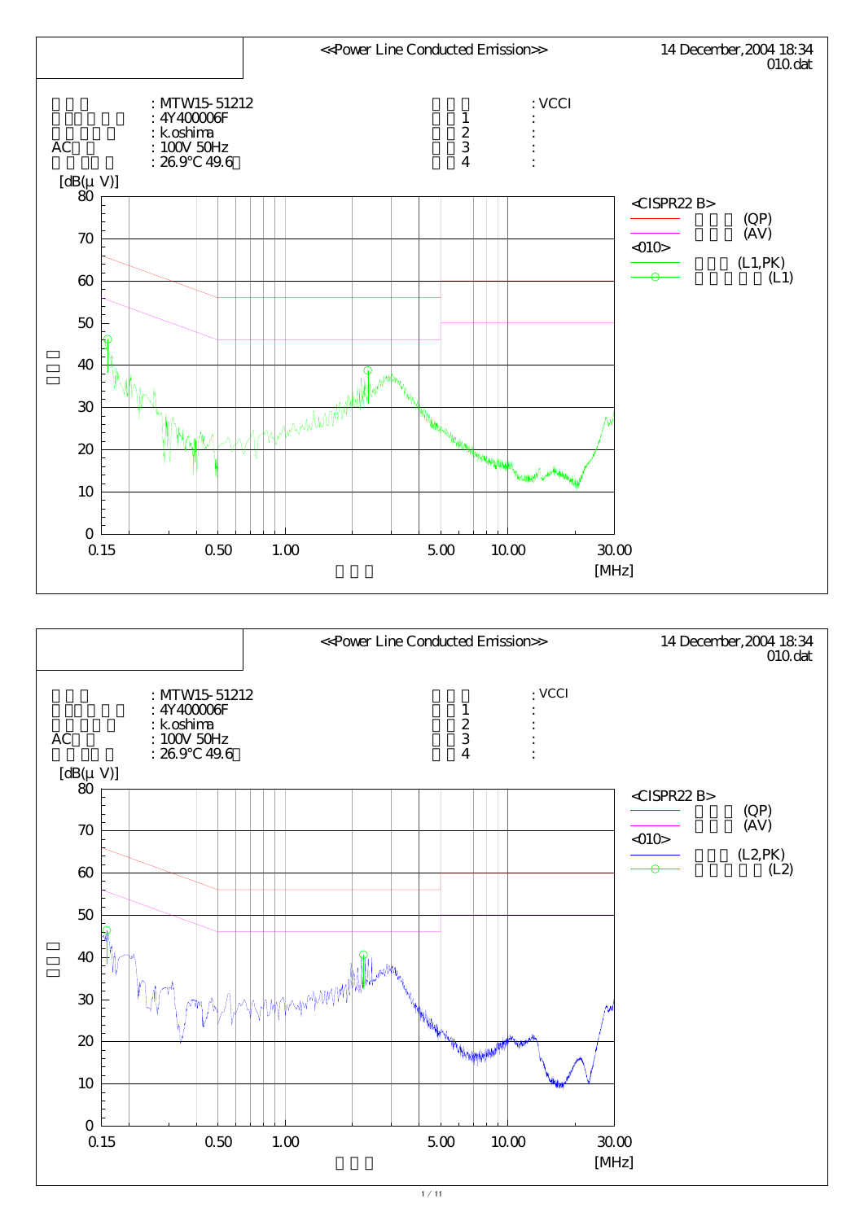<<Power Line Conducted Emission>>

14 December,2004 18:34
010.dat

| | | | |
|---|---|---|---|
| 試験品 | : MTW15-51212 | 規格名 | : VCCI |
| シリアル番号 | : 4Y400006F | 備考1 | : |
| 試験担当者 | : k.oshima | 備考2 | : |
| AC電源 | : 100V 50Hz | 備考3 | : |
| 温度湿度 | : 26.9°C 49.6% | 備考4 | : |

[dB(μ V)]

Y axis: 0, 10, 20, 30, 40, 50, 60, 70, 80 — レベル

X axis: 0.15, 0.50, 1.00, 5.00, 10.00, 30.00 [MHz] — 周波数

<CISPR22 B>
- 準尖頭 (QP)
- 平均値 (AV)

<010>
- 尖頭値 (L1,PK)
- ピーク値 (L1)

---

<<Power Line Conducted Emission>>

14 December,2004 18:34
010.dat

| | | | |
|---|---|---|---|
| 試験品 | : MTW15-51212 | 規格名 | : VCCI |
| シリアル番号 | : 4Y400006F | 備考1 | : |
| 試験担当者 | : k.oshima | 備考2 | : |
| AC電源 | : 100V 50Hz | 備考3 | : |
| 温度湿度 | : 26.9°C 49.6% | 備考4 | : |

[dB(μ V)]

Y axis: 0, 10, 20, 30, 40, 50, 60, 70, 80 — レベル

X axis: 0.15, 0.50, 1.00, 5.00, 10.00, 30.00 [MHz] — 周波数

<CISPR22 B>
- 準尖頭 (QP)
- 平均値 (AV)

<010>
- 尖頭値 (L2,PK)
- ピーク値 (L2)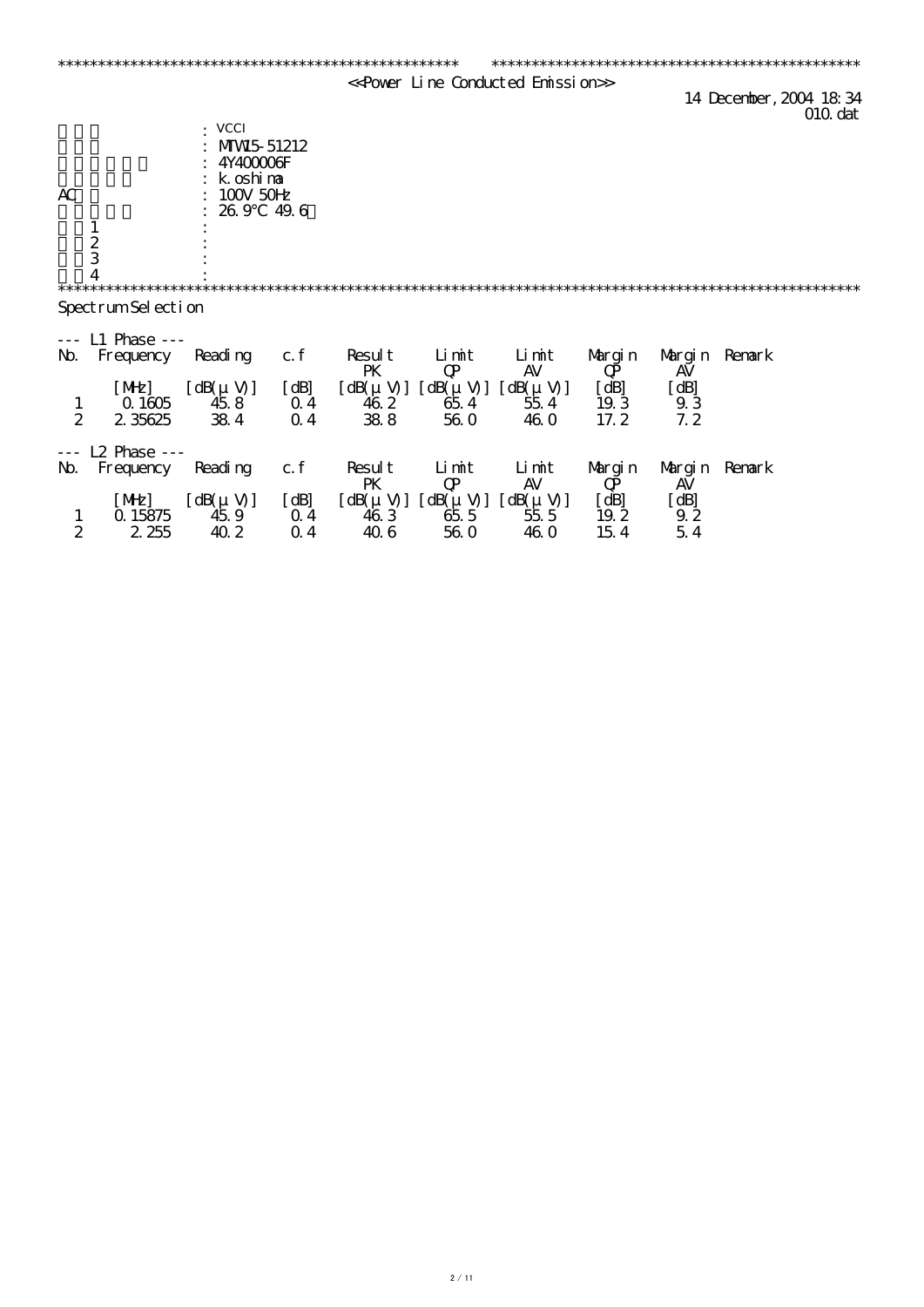\*\*\*\*\*\*\*\*\*\*\*\*\*\*\*\*\*\*\*\*\*\*\*\*\*\*\*\*\*\*\*\*\*\*\*\*\*\*\*\*\*\*\*\*\*\*\*\*\*\*\*\* \*\*\*\*\*\*\*\*\*\*\*\*\*\*\*\*\*\*\*\*\*\*\*\*\*\*\*\*\*\*\*\*\*\*\*\*\*\*\*\*\*\*\*\*\*\*\*

<<Power Line Conducted Emission>>

14 December, 2004 18:34
010.dat

| | |
|---|---|
| | : VCCI |
| | : MTW15-51212 |
| | : 4Y400006F |
| | : k.oshima |
| AC | : 100V 50Hz |
| | : 26.9°C 49.6 |
| 1 | : |
| 2 | : |
| 3 | : |
| 4 | : |

\*\*\*\*\*\*\*\*\*\*\*\*\*\*\*\*\*\*\*\*\*\*\*\*\*\*\*\*\*\*\*\*\*\*\*\*\*\*\*\*\*\*\*\*\*\*\*\*\*\*\*\*\*\*\*\*\*\*\*\*\*\*\*\*\*\*\*\*\*\*\*\*\*\*\*\*\*\*\*\*\*\*\*\*\*\*\*\*\*\*\*\*\*\*\*\*\*\*\*\*

Spectrum Selection

--- L1 Phase ---

| No. | Frequency | Reading | c.f | Result PK | Limit QP | Limit AV | Margin QP | Margin AV | Remark |
|---|---|---|---|---|---|---|---|---|---|
| | [MHz] | [dB(μV)] | [dB] | [dB(μV)] | [dB(μV)] | [dB(μV)] | [dB] | [dB] | |
| 1 | 0.1605 | 45.8 | 0.4 | 46.2 | 65.4 | 55.4 | 19.3 | 9.3 | |
| 2 | 2.35625 | 38.4 | 0.4 | 38.8 | 56.0 | 46.0 | 17.2 | 7.2 | |

--- L2 Phase ---

| No. | Frequency | Reading | c.f | Result PK | Limit QP | Limit AV | Margin QP | Margin AV | Remark |
|---|---|---|---|---|---|---|---|---|---|
| | [MHz] | [dB(μV)] | [dB] | [dB(μV)] | [dB(μV)] | [dB(μV)] | [dB] | [dB] | |
| 1 | 0.15875 | 45.9 | 0.4 | 46.3 | 65.5 | 55.5 | 19.2 | 9.2 | |
| 2 | 2.255 | 40.2 | 0.4 | 40.6 | 56.0 | 46.0 | 15.4 | 5.4 | |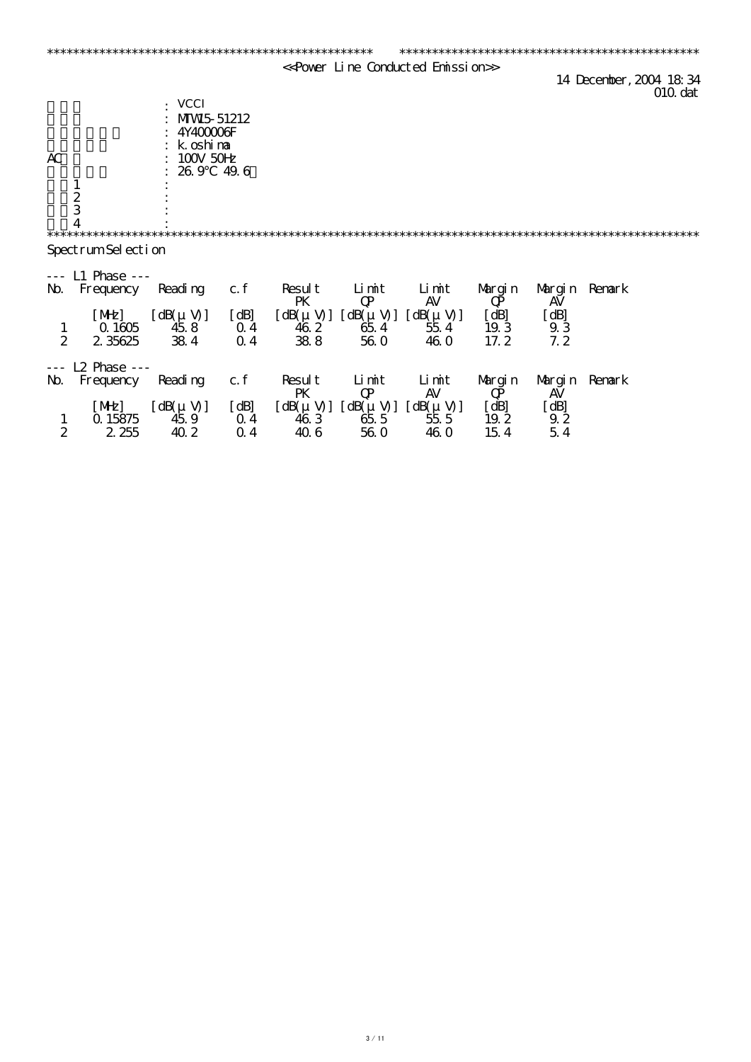**************************************************** ************************************************

<<Power Line Conducted Emission>>

14 December, 2004 18:34
010.dat

| | |
|---|---|
| | : VCCI |
| | : |
| | : MTW15-51212 |
| | : 4Y400006F |
| | : k.oshima |
| AC | : 100V 50Hz |
| | : 26.9°C 49.6 |
| 1 | : |
| 2 | : |
| 3 | : |
| 4 | : |

****************************************************************************************************

Spectrum Selection

--- L1 Phase ---

| No. | Frequency | Reading | c.f | Result PK | Limit QP | Limit AV | Margin QP | Margin AV | Remark |
|---|---|---|---|---|---|---|---|---|---|
| | [MHz] | [dB(μV)] | [dB] | [dB(μV)] | [dB(μV)] | [dB(μV)] | [dB] | [dB] | |
| 1 | 0.1605 | 45.8 | 0.4 | 46.2 | 65.4 | 55.4 | 19.3 | 9.3 | |
| 2 | 2.35625 | 38.4 | 0.4 | 38.8 | 56.0 | 46.0 | 17.2 | 7.2 | |

--- L2 Phase ---

| No. | Frequency | Reading | c.f | Result PK | Limit QP | Limit AV | Margin QP | Margin AV | Remark |
|---|---|---|---|---|---|---|---|---|---|
| | [MHz] | [dB(μV)] | [dB] | [dB(μV)] | [dB(μV)] | [dB(μV)] | [dB] | [dB] | |
| 1 | 0.15875 | 45.9 | 0.4 | 46.3 | 65.5 | 55.5 | 19.2 | 9.2 | |
| 2 | 2.255 | 40.2 | 0.4 | 40.6 | 56.0 | 46.0 | 15.4 | 5.4 | |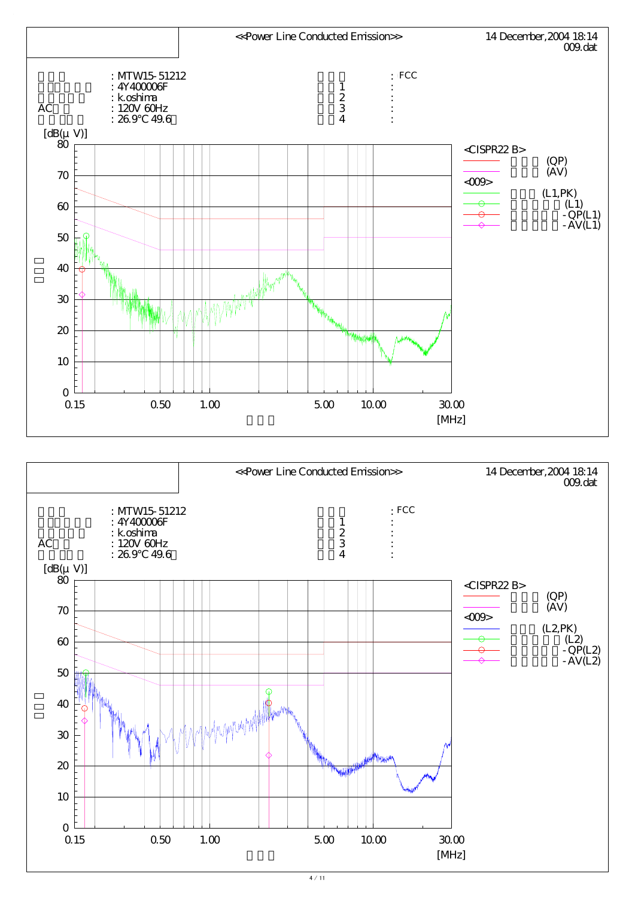<<Power Line Conducted Emission>>

14 December,2004 18:14
009.dat

| | | | |
|---|---|---|---|
| 機種名 | : MTW15-51212 | 規格名 | : FCC |
| シリアル番号 | : 4Y400006F | 備考1 | : |
| 測定者氏名 | : k.oshima | 備考2 | : |
| AC電源 | : 120V 60Hz | 備考3 | : |
| 温度・湿度 | : 26.9°C 49.6% | 備考4 | : |

[dB(μV)]

<CISPR22 B>
- 規格値 (QP)
- 規格値 (AV)

<009>
- 測定値 (L1,PK)
- ピーク測定値 (L1)
- 準尖頭値測定 - QP(L1)
- 平均値測定 - AV(L1)

Frequency axis: 0.15, 0.50, 1.00, 5.00, 10.00, 30.00 [MHz]

<<Power Line Conducted Emission>>

14 December,2004 18:14
009.dat

| | | | |
|---|---|---|---|
| 機種名 | : MTW15-51212 | 規格名 | : FCC |
| シリアル番号 | : 4Y400006F | 備考1 | : |
| 測定者氏名 | : k.oshima | 備考2 | : |
| AC電源 | : 120V 60Hz | 備考3 | : |
| 温度・湿度 | : 26.9°C 49.6% | 備考4 | : |

[dB(μV)]

<CISPR22 B>
- 規格値 (QP)
- 規格値 (AV)

<009>
- 測定値 (L2,PK)
- ピーク測定値 (L2)
- 準尖頭値測定 - QP(L2)
- 平均値測定 - AV(L2)

Frequency axis: 0.15, 0.50, 1.00, 5.00, 10.00, 30.00 [MHz]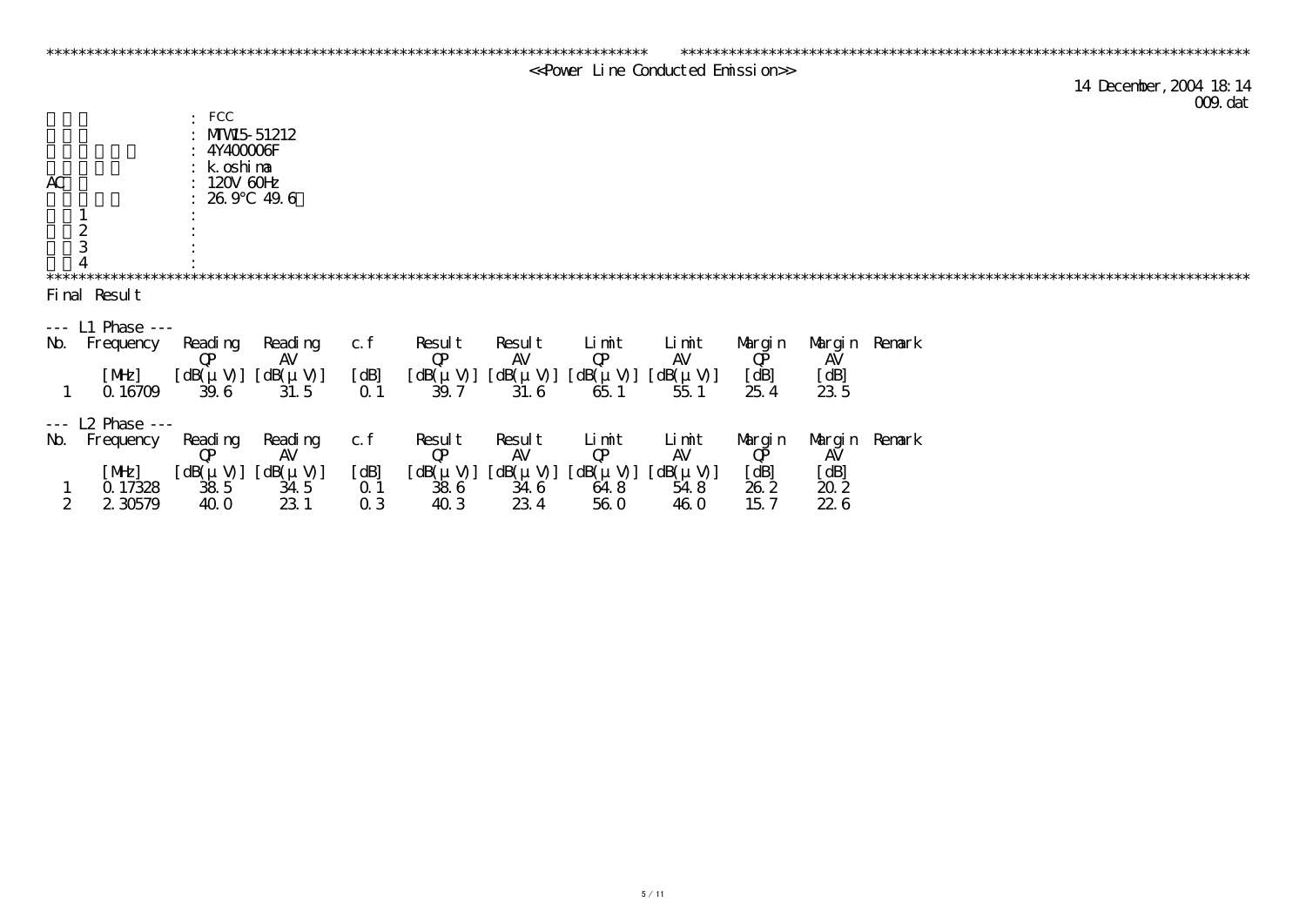<<Power Line Conducted Emission>>

14 December, 2004 18:14
009.dat

| | |
|---|---|
| | : FCC |
| | : MTW15-51212 |
| | : 4Y400006F |
| | : k.oshima |
| AC | : 120V 60Hz |
| | : 26.9°C 49.6 |
| 1 | : |
| 2 | : |
| 3 | : |
| 4 | : |

Final Result

--- L1 Phase ---

| No. | Frequency | Reading QP | Reading AV | c.f | Result QP | Result AV | Limit QP | Limit AV | Margin QP | Margin AV | Remark |
|---|---|---|---|---|---|---|---|---|---|---|---|
| | [MHz] | [dB(μV)] | [dB(μV)] | [dB] | [dB(μV)] | [dB(μV)] | [dB(μV)] | [dB(μV)] | [dB] | [dB] | |
| 1 | 0.16709 | 39.6 | 31.5 | 0.1 | 39.7 | 31.6 | 65.1 | 55.1 | 25.4 | 23.5 | |

--- L2 Phase ---

| No. | Frequency | Reading QP | Reading AV | c.f | Result QP | Result AV | Limit QP | Limit AV | Margin QP | Margin AV | Remark |
|---|---|---|---|---|---|---|---|---|---|---|---|
| | [MHz] | [dB(μV)] | [dB(μV)] | [dB] | [dB(μV)] | [dB(μV)] | [dB(μV)] | [dB(μV)] | [dB] | [dB] | |
| 1 | 0.17328 | 38.5 | 34.5 | 0.1 | 38.6 | 34.6 | 64.8 | 54.8 | 26.2 | 20.2 | |
| 2 | 2.30579 | 40.0 | 23.1 | 0.3 | 40.3 | 23.4 | 56.0 | 46.0 | 15.7 | 22.6 | |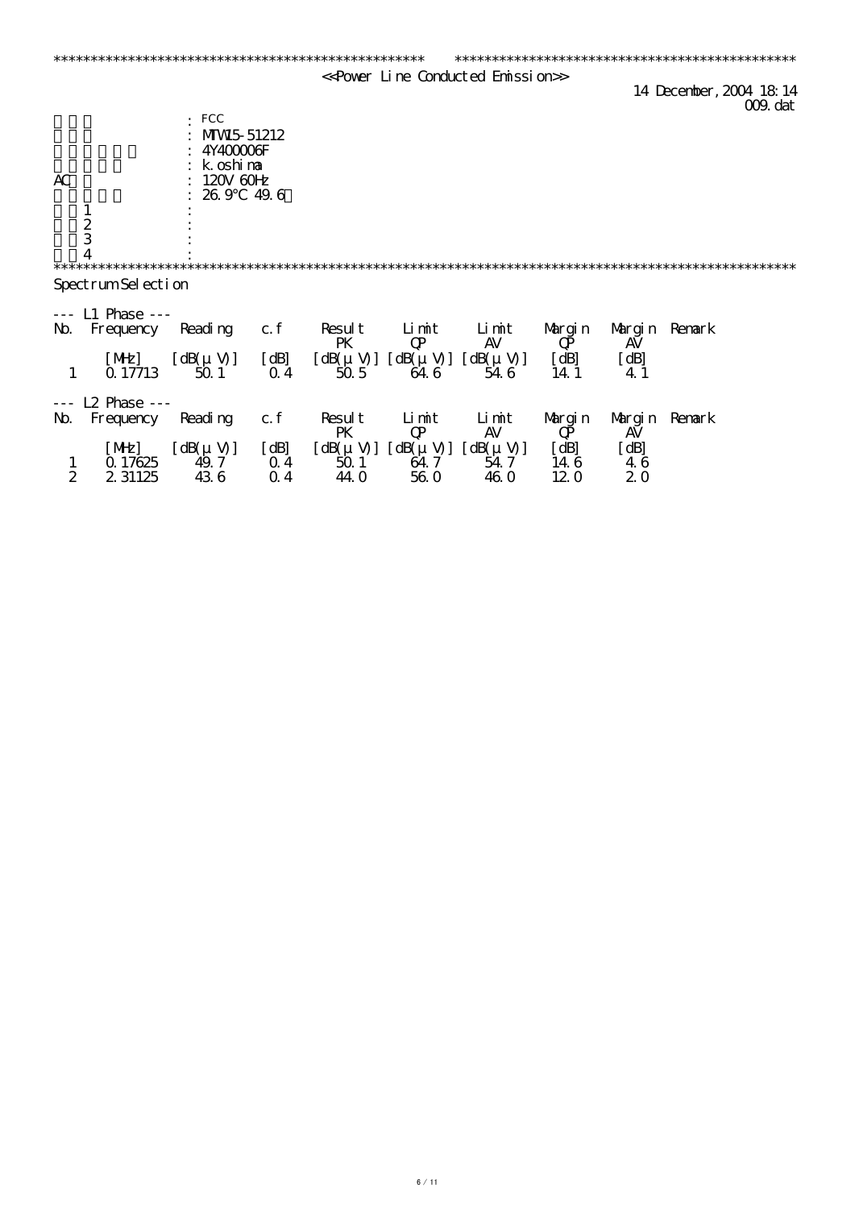```
****************************************************     ***********************************************
```

## <<Power Line Conducted Emission>>

14 December, 2004 18:14
009.dat

| | |
|---|---|
| | : FCC |
| | : MTW15-51212 |
| | : 4Y400006F |
| | : k.oshima |
| AC | : 120V 60Hz |
| | : 26.9°C 49.6 |
| 1 | : |
| 2 | : |
| 3 | : |
| 4 | : |

```
****************************************************************************************************
```

Spectrum Selection

--- L1 Phase ---

| No. | Frequency | Reading | c.f | Result PK | Limit QP | Limit AV | Margin QP | Margin AV | Remark |
|---|---|---|---|---|---|---|---|---|---|
| | [MHz] | [dB(μV)] | [dB] | [dB(μV)] | [dB(μV)] | [dB(μV)] | [dB] | [dB] | |
| 1 | 0.17713 | 50.1 | 0.4 | 50.5 | 64.6 | 54.6 | 14.1 | 4.1 | |

--- L2 Phase ---

| No. | Frequency | Reading | c.f | Result PK | Limit QP | Limit AV | Margin QP | Margin AV | Remark |
|---|---|---|---|---|---|---|---|---|---|
| | [MHz] | [dB(μV)] | [dB] | [dB(μV)] | [dB(μV)] | [dB(μV)] | [dB] | [dB] | |
| 1 | 0.17625 | 49.7 | 0.4 | 50.1 | 64.7 | 54.7 | 14.6 | 4.6 | |
| 2 | 2.31125 | 43.6 | 0.4 | 44.0 | 56.0 | 46.0 | 12.0 | 2.0 | |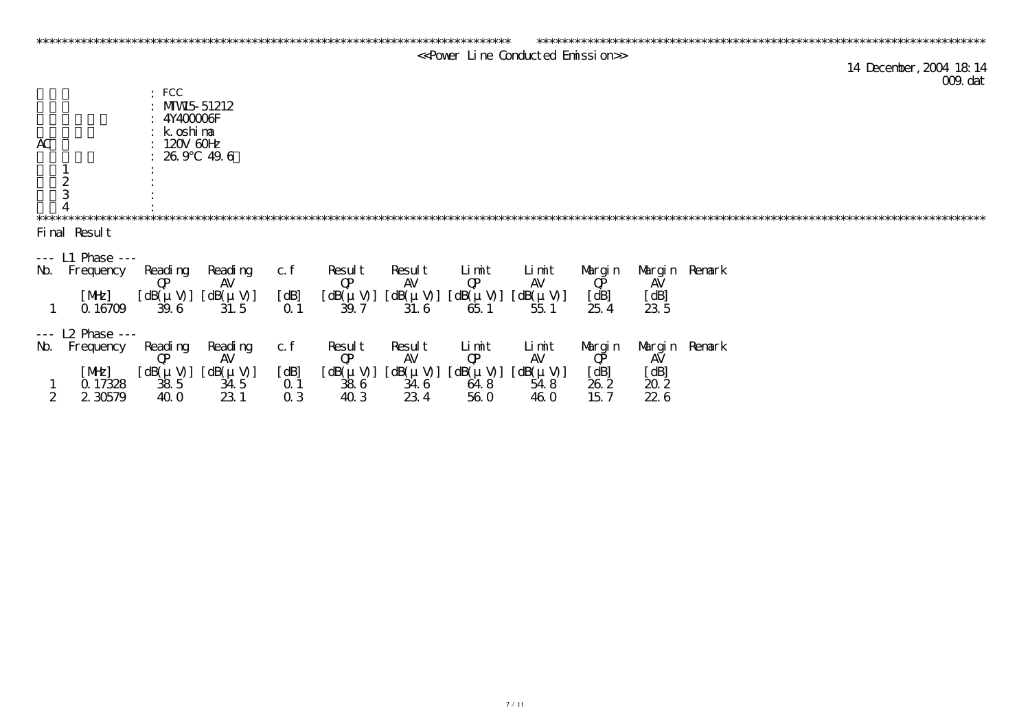<<Power Line Conducted Emission>>

14 December, 2004 18:14
009.dat

| | |
|---|---|
| | : FCC |
| | : MTW15-51212 |
| | : 4Y400006F |
| | : k.oshima |
| AC | : 120V 60Hz |
| | : 26.9°C 49.6 |
| 1 | : |
| 2 | : |
| 3 | : |
| 4 | : |

Final Result

--- L1 Phase ---

| No. | Frequency [MHz] | Reading QP [dB(μV)] | Reading AV [dB(μV)] | c.f [dB] | Result QP [dB(μV)] | Result AV [dB(μV)] | Limit QP [dB(μV)] | Limit AV [dB(μV)] | Margin QP [dB] | Margin AV [dB] | Remark |
|---|---|---|---|---|---|---|---|---|---|---|---|
| 1 | 0.16709 | 39.6 | 31.5 | 0.1 | 39.7 | 31.6 | 65.1 | 55.1 | 25.4 | 23.5 | |

--- L2 Phase ---

| No. | Frequency [MHz] | Reading QP [dB(μV)] | Reading AV [dB(μV)] | c.f [dB] | Result QP [dB(μV)] | Result AV [dB(μV)] | Limit QP [dB(μV)] | Limit AV [dB(μV)] | Margin QP [dB] | Margin AV [dB] | Remark |
|---|---|---|---|---|---|---|---|---|---|---|---|
| 1 | 0.17328 | 38.5 | 34.5 | 0.1 | 38.6 | 34.6 | 64.8 | 54.8 | 26.2 | 20.2 | |
| 2 | 2.30579 | 40.0 | 23.1 | 0.3 | 40.3 | 23.4 | 56.0 | 46.0 | 15.7 | 22.6 | |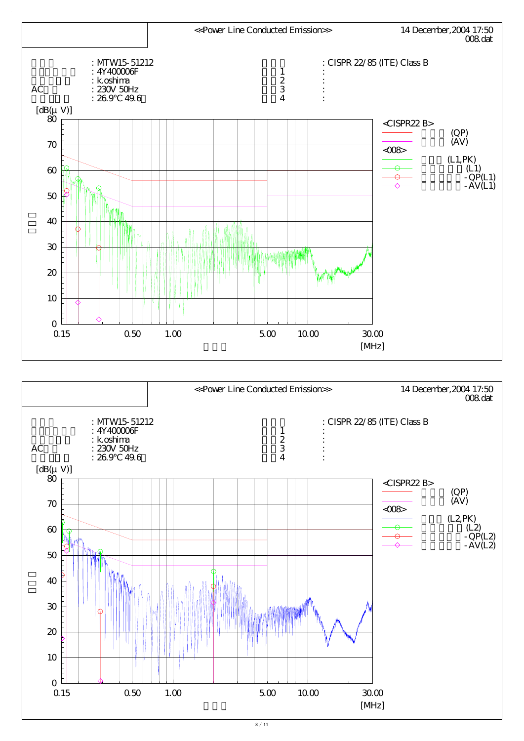<<Power Line Conducted Emission>>

14 December,2004 17:50
008.dat

| | | | |
|---|---|---|---|
| | : MTW15-51212 | | : CISPR 22/85 (ITE) Class B |
| | : 4Y400006F | 1 | : |
| | : k.oshima | 2 | : |
| AC | : 230V 50Hz | 3 | : |
| | : 26.9°C 49.6 | 4 | : |

[dB(μV)]

<CISPR22 B>
(QP)
(AV)
<008>
(L1,PK)
(L1)
-QP(L1)
-AV(L1)

0.15 0.50 1.00 5.00 10.00 30.00 [MHz]

<<Power Line Conducted Emission>>

14 December,2004 17:50
008.dat

| | | | |
|---|---|---|---|
| | : MTW15-51212 | | : CISPR 22/85 (ITE) Class B |
| | : 4Y400006F | 1 | : |
| | : k.oshima | 2 | : |
| AC | : 230V 50Hz | 3 | : |
| | : 26.9°C 49.6 | 4 | : |

[dB(μV)]

<CISPR22 B>
(QP)
(AV)
<008>
(L2,PK)
(L2)
-QP(L2)
-AV(L2)

0.15 0.50 1.00 5.00 10.00 30.00 [MHz]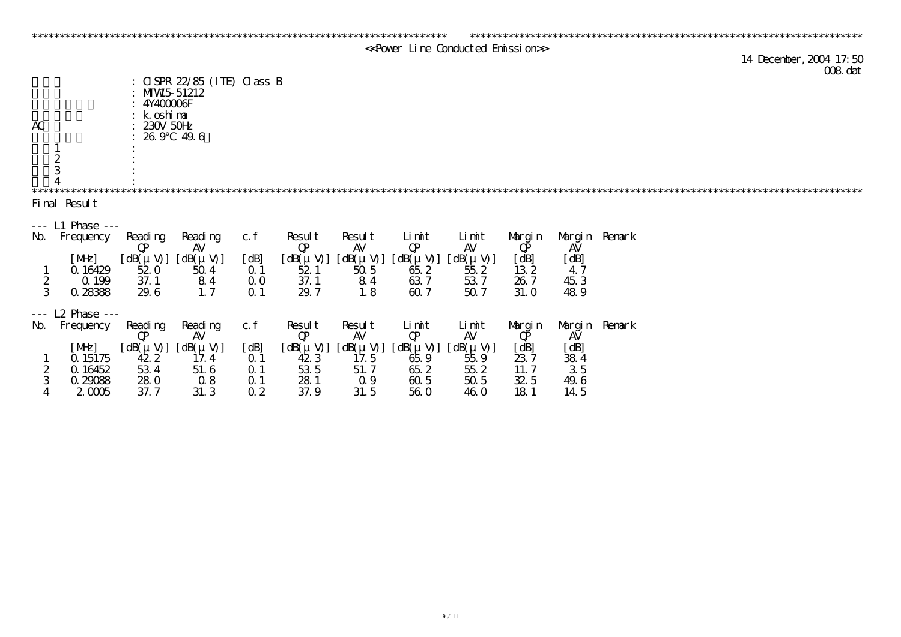<<Power Line Conducted Emission>>

14 December, 2004 17:50
008.dat

| | |
|---|---|
| | : CISPR 22/85 (ITE) Class B |
| | : MTW15-51212 |
| | : 4Y400006F |
| | : k.oshima |
| AC | : 230V 50Hz |
| | : 26.9°C 49.6 |
| 1 | : |
| 2 | : |
| 3 | : |
| 4 | : |

Final Result

--- L1 Phase ---

| No. | Frequency | Reading QP | Reading AV | c.f | Result QP | Result AV | Limit QP | Limit AV | Margin QP | Margin AV | Remark |
|---|---|---|---|---|---|---|---|---|---|---|---|
| | [MHz] | [dB(μV)] | [dB(μV)] | [dB] | [dB(μV)] | [dB(μV)] | [dB(μV)] | [dB(μV)] | [dB] | [dB] | |
| 1 | 0.16429 | 52.0 | 50.4 | 0.1 | 52.1 | 50.5 | 65.2 | 55.2 | 13.2 | 4.7 | |
| 2 | 0.199 | 37.1 | 8.4 | 0.0 | 37.1 | 8.4 | 63.7 | 53.7 | 26.7 | 45.3 | |
| 3 | 0.28388 | 29.6 | 1.7 | 0.1 | 29.7 | 1.8 | 60.7 | 50.7 | 31.0 | 48.9 | |

--- L2 Phase ---

| No. | Frequency | Reading QP | Reading AV | c.f | Result QP | Result AV | Limit QP | Limit AV | Margin QP | Margin AV | Remark |
|---|---|---|---|---|---|---|---|---|---|---|---|
| | [MHz] | [dB(μV)] | [dB(μV)] | [dB] | [dB(μV)] | [dB(μV)] | [dB(μV)] | [dB(μV)] | [dB] | [dB] | |
| 1 | 0.15175 | 42.2 | 17.4 | 0.1 | 42.3 | 17.5 | 65.9 | 55.9 | 23.7 | 38.4 | |
| 2 | 0.16452 | 53.4 | 51.6 | 0.1 | 53.5 | 51.7 | 65.2 | 55.2 | 11.7 | 3.5 | |
| 3 | 0.29088 | 28.0 | 0.8 | 0.1 | 28.1 | 0.9 | 60.5 | 50.5 | 32.5 | 49.6 | |
| 4 | 2.0005 | 37.7 | 31.3 | 0.2 | 37.9 | 31.5 | 56.0 | 46.0 | 18.1 | 14.5 | |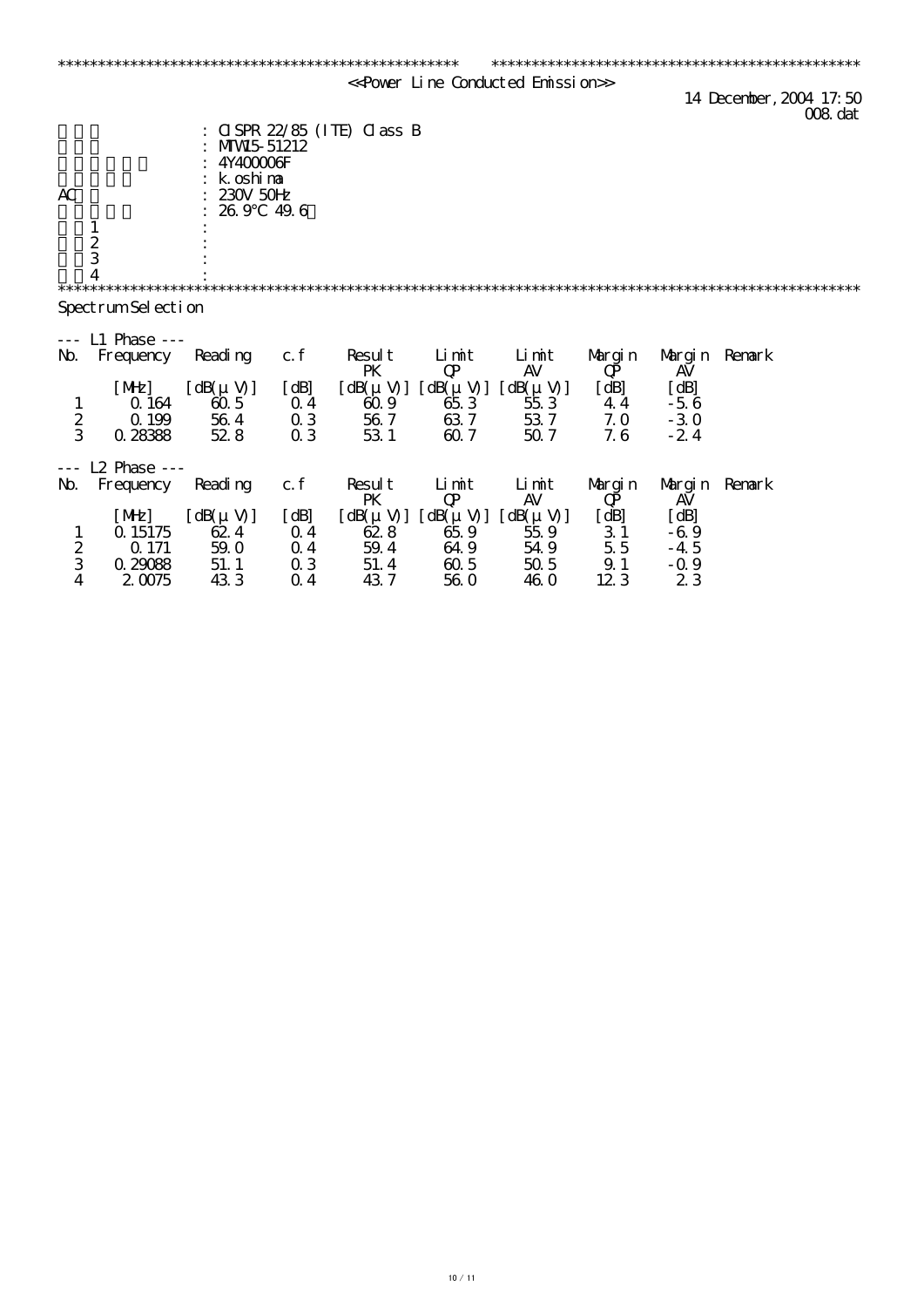```
****************************************************   **********************************************
```

<<Power Line Conducted Emission>>

14 December, 2004 17:50
008.dat

| | |
|---|---|
| | : CISPR 22/85 (ITE) Class B |
| | : MTW15-51212 |
| | : 4Y400006F |
| | : k.oshima |
| AC | : 230V 50Hz |
| | : 26.9°C 49.6 |
| 1 | : |
| 2 | : |
| 3 | : |
| 4 | : |

```
****************************************************************************************************
```

Spectrum Selection

--- L1 Phase ---

| No. | Frequency | Reading | c.f | Result PK | Limit QP | Limit AV | Margin QP | Margin AV | Remark |
|---|---|---|---|---|---|---|---|---|---|
| | [MHz] | [dB(μV)] | [dB] | [dB(μV)] | [dB(μV)] | [dB(μV)] | [dB] | [dB] | |
| 1 | 0.164 | 60.5 | 0.4 | 60.9 | 65.3 | 55.3 | 4.4 | -5.6 | |
| 2 | 0.199 | 56.4 | 0.3 | 56.7 | 63.7 | 53.7 | 7.0 | -3.0 | |
| 3 | 0.28388 | 52.8 | 0.3 | 53.1 | 60.7 | 50.7 | 7.6 | -2.4 | |

--- L2 Phase ---

| No. | Frequency | Reading | c.f | Result PK | Limit QP | Limit AV | Margin QP | Margin AV | Remark |
|---|---|---|---|---|---|---|---|---|---|
| | [MHz] | [dB(μV)] | [dB] | [dB(μV)] | [dB(μV)] | [dB(μV)] | [dB] | [dB] | |
| 1 | 0.15175 | 62.4 | 0.4 | 62.8 | 65.9 | 55.9 | 3.1 | -6.9 | |
| 2 | 0.171 | 59.0 | 0.4 | 59.4 | 64.9 | 54.9 | 5.5 | -4.5 | |
| 3 | 0.29088 | 51.1 | 0.3 | 51.4 | 60.5 | 50.5 | 9.1 | -0.9 | |
| 4 | 2.0075 | 43.3 | 0.4 | 43.7 | 56.0 | 46.0 | 12.3 | 2.3 | |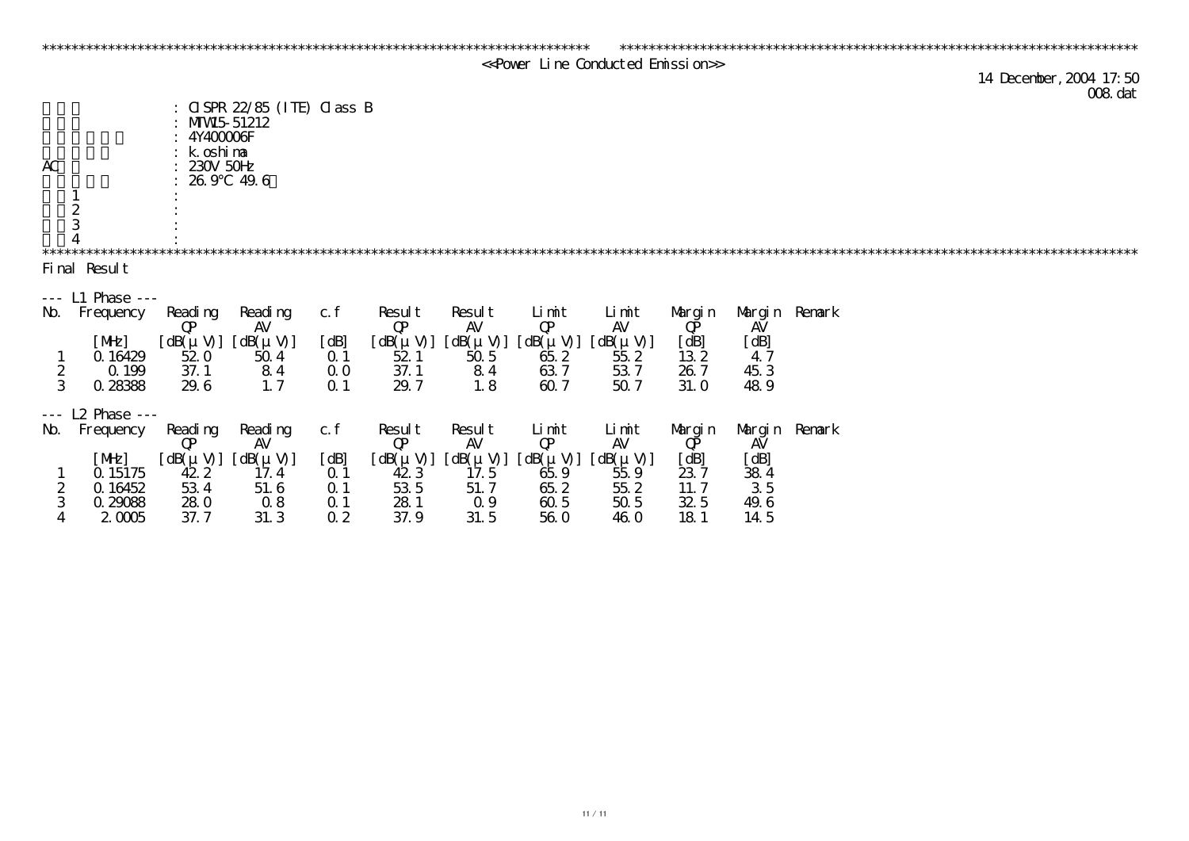```
****************************************************************************  ****************************************************************************
```

<<Power Line Conducted Emission>>

14 December, 2004 17:50
008.dat

| | |
|---|---|
| | : CISPR 22/85 (ITE) Class B |
| | : MTW15-51212 |
| | : 4Y400006F |
| | : k.oshima |
| AC | : 230V 50Hz |
| | : 26.9°C 49.6 |
| 1 | : |
| 2 | : |
| 3 | : |
| 4 | : |

```
********************************************************************************************************************************************************
```

Final Result

--- L1 Phase ---

| No. | Frequency [MHz] | Reading QP [dB(μV)] | Reading AV [dB(μV)] | c.f [dB] | Result QP [dB(μV)] | Result AV [dB(μV)] | Limit QP [dB(μV)] | Limit AV [dB(μV)] | Margin QP [dB] | Margin AV [dB] | Remark |
|---|---|---|---|---|---|---|---|---|---|---|---|
| 1 | 0.16429 | 52.0 | 50.4 | 0.1 | 52.1 | 50.5 | 65.2 | 55.2 | 13.2 | 4.7 | |
| 2 | 0.199 | 37.1 | 8.4 | 0.0 | 37.1 | 8.4 | 63.7 | 53.7 | 26.7 | 45.3 | |
| 3 | 0.28388 | 29.6 | 1.7 | 0.1 | 29.7 | 1.8 | 60.7 | 50.7 | 31.0 | 48.9 | |

--- L2 Phase ---

| No. | Frequency [MHz] | Reading QP [dB(μV)] | Reading AV [dB(μV)] | c.f [dB] | Result QP [dB(μV)] | Result AV [dB(μV)] | Limit QP [dB(μV)] | Limit AV [dB(μV)] | Margin QP [dB] | Margin AV [dB] | Remark |
|---|---|---|---|---|---|---|---|---|---|---|---|
| 1 | 0.15175 | 42.2 | 17.4 | 0.1 | 42.3 | 17.5 | 65.9 | 55.9 | 23.7 | 38.4 | |
| 2 | 0.16452 | 53.4 | 51.6 | 0.1 | 53.5 | 51.7 | 65.2 | 55.2 | 11.7 | 3.5 | |
| 3 | 0.29088 | 28.0 | 0.8 | 0.1 | 28.1 | 0.9 | 60.5 | 50.5 | 32.5 | 49.6 | |
| 4 | 2.0005 | 37.7 | 31.3 | 0.2 | 37.9 | 31.5 | 56.0 | 46.0 | 18.1 | 14.5 | |